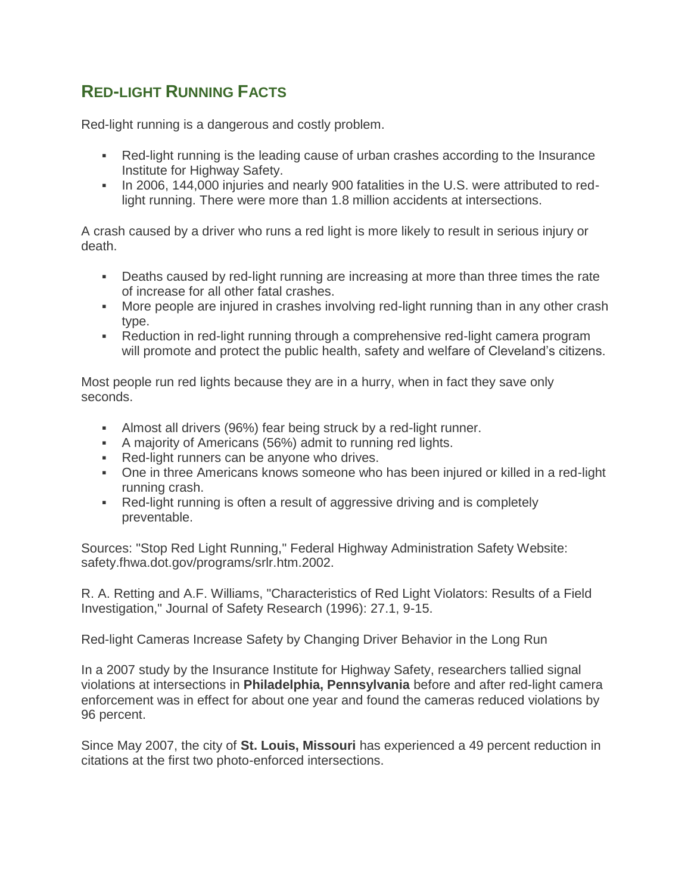## RED-LIGHT RUNNING FACTS

Red-light running is a dangerous and costly problem.

- Red-light running is the leading cause of urban crashes according to the Insurance Institute for Highway Safety.
- In 2006, 144,000 injuries and nearly 900 fatalities in the U.S. were attributed to red-light running. There were more than 1.8 million accidents at intersections.

A crash caused by a driver who runs a red light is more likely to result in serious injury or death.

- Deaths caused by red-light running are increasing at more than three times the rate of increase for all other fatal crashes.
- More people are injured in crashes involving red-light running than in any other crash type.
- Reduction in red-light running through a comprehensive red-light camera program will promote and protect the public health, safety and welfare of Cleveland's citizens.

Most people run red lights because they are in a hurry, when in fact they save only seconds.

- Almost all drivers (96%) fear being struck by a red-light runner.
- A majority of Americans (56%) admit to running red lights.
- Red-light runners can be anyone who drives.
- One in three Americans knows someone who has been injured or killed in a red-light running crash.
- Red-light running is often a result of aggressive driving and is completely preventable.

Sources: "Stop Red Light Running," Federal Highway Administration Safety Website: safety.fhwa.dot.gov/programs/srlr.htm.2002.

R. A. Retting and A.F. Williams, "Characteristics of Red Light Violators: Results of a Field Investigation," Journal of Safety Research (1996): 27.1, 9-15.

Red-light Cameras Increase Safety by Changing Driver Behavior in the Long Run

In a 2007 study by the Insurance Institute for Highway Safety, researchers tallied signal violations at intersections in **Philadelphia, Pennsylvania** before and after red-light camera enforcement was in effect for about one year and found the cameras reduced violations by 96 percent.

Since May 2007, the city of **St. Louis, Missouri** has experienced a 49 percent reduction in citations at the first two photo-enforced intersections.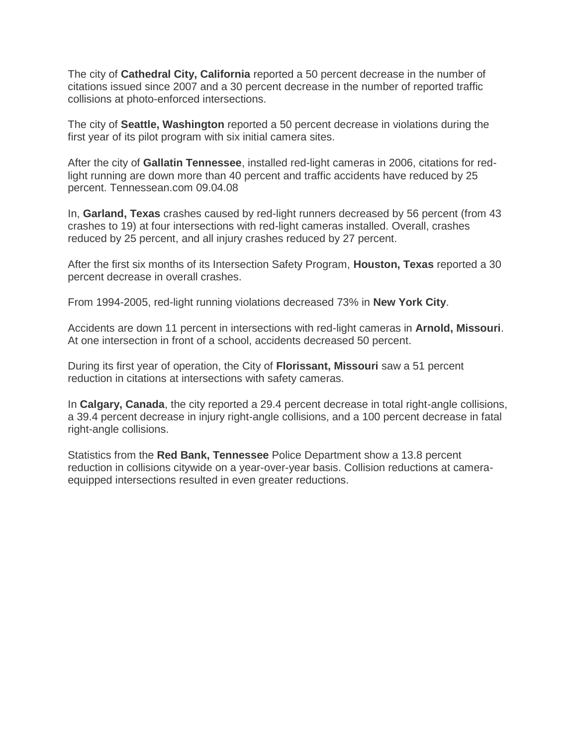The city of **Cathedral City, California** reported a 50 percent decrease in the number of citations issued since 2007 and a 30 percent decrease in the number of reported traffic collisions at photo-enforced intersections.

The city of **Seattle, Washington** reported a 50 percent decrease in violations during the first year of its pilot program with six initial camera sites.

After the city of **Gallatin Tennessee**, installed red-light cameras in 2006, citations for red-light running are down more than 40 percent and traffic accidents have reduced by 25 percent. Tennessean.com 09.04.08

In, **Garland, Texas** crashes caused by red-light runners decreased by 56 percent (from 43 crashes to 19) at four intersections with red-light cameras installed. Overall, crashes reduced by 25 percent, and all injury crashes reduced by 27 percent.

After the first six months of its Intersection Safety Program, **Houston, Texas** reported a 30 percent decrease in overall crashes.

From 1994-2005, red-light running violations decreased 73% in **New York City**.

Accidents are down 11 percent in intersections with red-light cameras in **Arnold, Missouri**. At one intersection in front of a school, accidents decreased 50 percent.

During its first year of operation, the City of **Florissant, Missouri** saw a 51 percent reduction in citations at intersections with safety cameras.

In **Calgary, Canada**, the city reported a 29.4 percent decrease in total right-angle collisions, a 39.4 percent decrease in injury right-angle collisions, and a 100 percent decrease in fatal right-angle collisions.

Statistics from the **Red Bank, Tennessee** Police Department show a 13.8 percent reduction in collisions citywide on a year-over-year basis. Collision reductions at camera-equipped intersections resulted in even greater reductions.